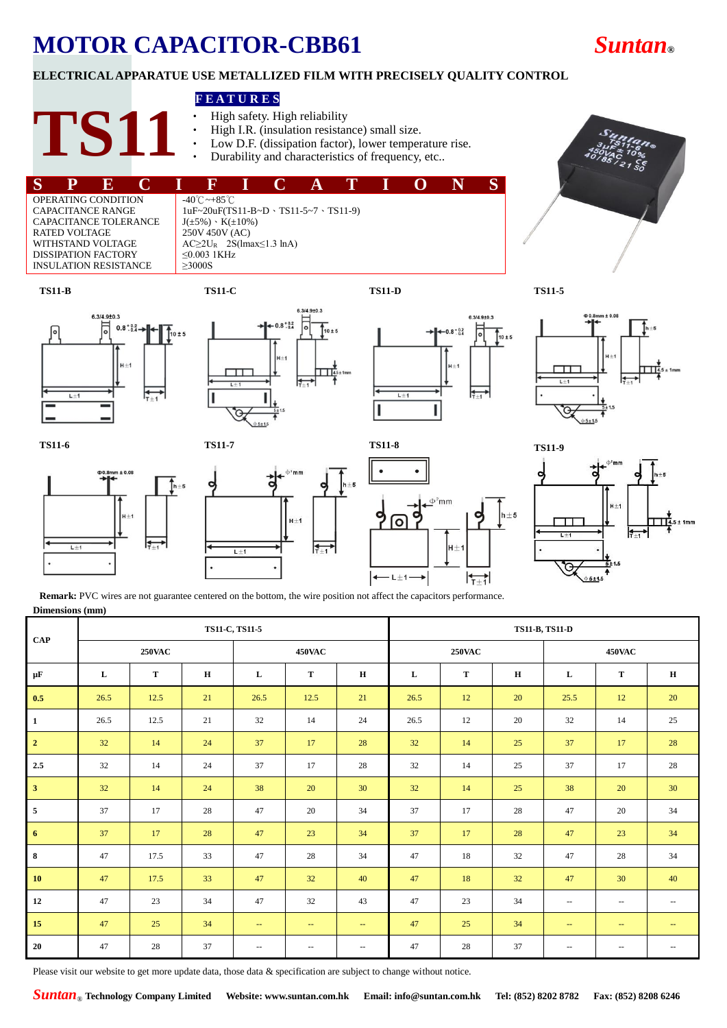# MOTOR CAPACITOR-CBB61

**Suntan®**

**ELECTRICAL APPARATUE USE METALLIZED FILM WITH PRECISELY QUALITY CONTROL**

# TS11

**FEATURES**

- High safety. High reliability
- High I.R. (insulation resistance) small size.
- Low D.F. (dissipation factor), lower temperature rise.
- Durability and characteristics of frequency, etc..

## SPECIFICATIONS

| | |
|---|---|
| OPERATING CONDITION | -40℃~+85℃ |
| CAPACITANCE RANGE | 1uF~20uF(TS11-B~D、TS11-5~7、TS11-9) |
| CAPACITANCE TOLERANCE | J(±5%)、K(±10%) |
| RATED VOLTAGE | 250V 450V (AC) |
| WITHSTAND VOLTAGE | AC≥2$U_R$ 2S(Imax≤1.3 lnA) |
| DISSIPATION FACTORY | ≤0.003 1KHz |
| INSULATION RESISTANCE | ≥3000S |

TS11-B

TS11-C

TS11-D

TS11-5

TS11-6

TS11-7

TS11-8

TS11-9

**Remark:** PVC wires are not guarantee centered on the bottom, the wire position not affect the capacitors performance.

**Dimensions (mm)**

| CAP | TS11-C, TS11-5 | | | | | | TS11-B, TS11-D | | | | | |
|---|---|---|---|---|---|---|---|---|---|---|---|---|
| | 250VAC | | | 450VAC | | | 250VAC | | | 450VAC | | |
| μF | L | T | H | L | T | H | L | T | H | L | T | H |
| 0.5 | 26.5 | 12.5 | 21 | 26.5 | 12.5 | 21 | 26.5 | 12 | 20 | 25.5 | 12 | 20 |
| 1 | 26.5 | 12.5 | 21 | 32 | 14 | 24 | 26.5 | 12 | 20 | 32 | 14 | 25 |
| 2 | 32 | 14 | 24 | 37 | 17 | 28 | 32 | 14 | 25 | 37 | 17 | 28 |
| 2.5 | 32 | 14 | 24 | 37 | 17 | 28 | 32 | 14 | 25 | 37 | 17 | 28 |
| 3 | 32 | 14 | 24 | 38 | 20 | 30 | 32 | 14 | 25 | 38 | 20 | 30 |
| 5 | 37 | 17 | 28 | 47 | 20 | 34 | 37 | 17 | 28 | 47 | 20 | 34 |
| 6 | 37 | 17 | 28 | 47 | 23 | 34 | 37 | 17 | 28 | 47 | 23 | 34 |
| 8 | 47 | 17.5 | 33 | 47 | 28 | 34 | 47 | 18 | 32 | 47 | 28 | 34 |
| 10 | 47 | 17.5 | 33 | 47 | 32 | 40 | 47 | 18 | 32 | 47 | 30 | 40 |
| 12 | 47 | 23 | 34 | 47 | 32 | 43 | 47 | 23 | 34 | -- | -- | -- |
| 15 | 47 | 25 | 34 | -- | -- | -- | 47 | 25 | 34 | -- | -- | -- |
| 20 | 47 | 28 | 37 | -- | -- | -- | 47 | 28 | 37 | -- | -- | -- |

Please visit our website to get more update data, those data & specification are subject to change without notice.

**Suntan® Technology Company Limited** **Website: www.suntan.com.hk** **Email: info@suntan.com.hk** **Tel: (852) 8202 8782** **Fax: (852) 8208 6246**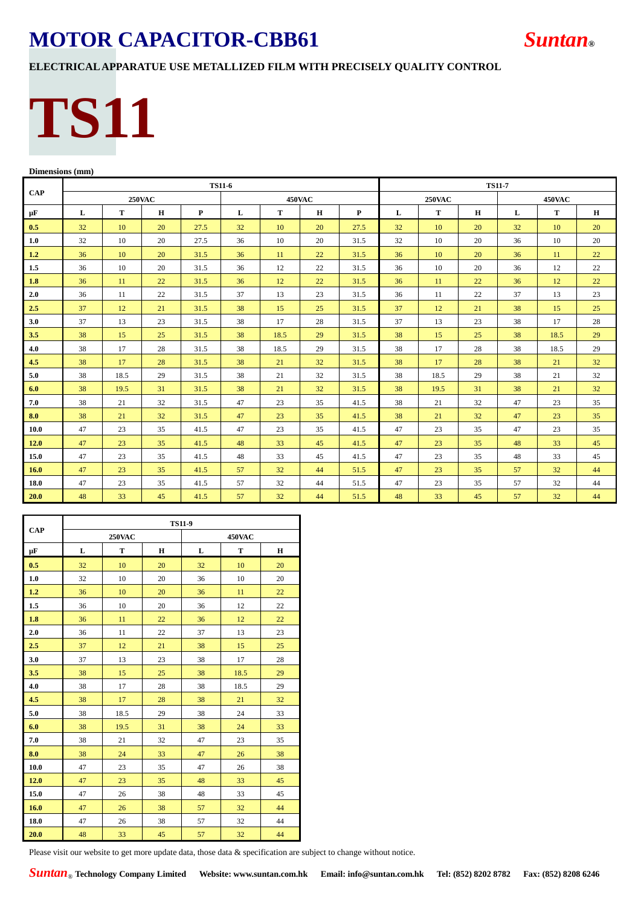# MOTOR CAPACITOR-CBB61

*Suntan*®

**ELECTRICAL APPARATUE USE METALLIZED FILM WITH PRECISELY QUALITY CONTROL**

# TS11

**Dimensions (mm)**

| CAP | TS11-6 | | | | | | | | TS11-7 | | | | | |
|---|---|---|---|---|---|---|---|---|---|---|---|---|---|---|
| | 250VAC | | | | 450VAC | | | | 250VAC | | | 450VAC | | |
| μF | L | T | H | P | L | T | H | P | L | T | H | L | T | H |
| 0.5 | 32 | 10 | 20 | 27.5 | 32 | 10 | 20 | 27.5 | 32 | 10 | 20 | 32 | 10 | 20 |
| 1.0 | 32 | 10 | 20 | 27.5 | 36 | 10 | 20 | 31.5 | 32 | 10 | 20 | 36 | 10 | 20 |
| 1.2 | 36 | 10 | 20 | 31.5 | 36 | 11 | 22 | 31.5 | 36 | 10 | 20 | 36 | 11 | 22 |
| 1.5 | 36 | 10 | 20 | 31.5 | 36 | 12 | 22 | 31.5 | 36 | 10 | 20 | 36 | 12 | 22 |
| 1.8 | 36 | 11 | 22 | 31.5 | 36 | 12 | 22 | 31.5 | 36 | 11 | 22 | 36 | 12 | 22 |
| 2.0 | 36 | 11 | 22 | 31.5 | 37 | 13 | 23 | 31.5 | 36 | 11 | 22 | 37 | 13 | 23 |
| 2.5 | 37 | 12 | 21 | 31.5 | 38 | 15 | 25 | 31.5 | 37 | 12 | 21 | 38 | 15 | 25 |
| 3.0 | 37 | 13 | 23 | 31.5 | 38 | 17 | 28 | 31.5 | 37 | 13 | 23 | 38 | 17 | 28 |
| 3.5 | 38 | 15 | 25 | 31.5 | 38 | 18.5 | 29 | 31.5 | 38 | 15 | 25 | 38 | 18.5 | 29 |
| 4.0 | 38 | 17 | 28 | 31.5 | 38 | 18.5 | 29 | 31.5 | 38 | 17 | 28 | 38 | 18.5 | 29 |
| 4.5 | 38 | 17 | 28 | 31.5 | 38 | 21 | 32 | 31.5 | 38 | 17 | 28 | 38 | 21 | 32 |
| 5.0 | 38 | 18.5 | 29 | 31.5 | 38 | 21 | 32 | 31.5 | 38 | 18.5 | 29 | 38 | 21 | 32 |
| 6.0 | 38 | 19.5 | 31 | 31.5 | 38 | 21 | 32 | 31.5 | 38 | 19.5 | 31 | 38 | 21 | 32 |
| 7.0 | 38 | 21 | 32 | 31.5 | 47 | 23 | 35 | 41.5 | 38 | 21 | 32 | 47 | 23 | 35 |
| 8.0 | 38 | 21 | 32 | 31.5 | 47 | 23 | 35 | 41.5 | 38 | 21 | 32 | 47 | 23 | 35 |
| 10.0 | 47 | 23 | 35 | 41.5 | 47 | 23 | 35 | 41.5 | 47 | 23 | 35 | 47 | 23 | 35 |
| 12.0 | 47 | 23 | 35 | 41.5 | 48 | 33 | 45 | 41.5 | 47 | 23 | 35 | 48 | 33 | 45 |
| 15.0 | 47 | 23 | 35 | 41.5 | 48 | 33 | 45 | 41.5 | 47 | 23 | 35 | 48 | 33 | 45 |
| 16.0 | 47 | 23 | 35 | 41.5 | 57 | 32 | 44 | 51.5 | 47 | 23 | 35 | 57 | 32 | 44 |
| 18.0 | 47 | 23 | 35 | 41.5 | 57 | 32 | 44 | 51.5 | 47 | 23 | 35 | 57 | 32 | 44 |
| 20.0 | 48 | 33 | 45 | 41.5 | 57 | 32 | 44 | 51.5 | 48 | 33 | 45 | 57 | 32 | 44 |

| CAP | TS11-9 | | | | | |
|---|---|---|---|---|---|---|
| | 250VAC | | | 450VAC | | |
| μF | L | T | H | L | T | H |
| 0.5 | 32 | 10 | 20 | 32 | 10 | 20 |
| 1.0 | 32 | 10 | 20 | 36 | 10 | 20 |
| 1.2 | 36 | 10 | 20 | 36 | 11 | 22 |
| 1.5 | 36 | 10 | 20 | 36 | 12 | 22 |
| 1.8 | 36 | 11 | 22 | 36 | 12 | 22 |
| 2.0 | 36 | 11 | 22 | 37 | 13 | 23 |
| 2.5 | 37 | 12 | 21 | 38 | 15 | 25 |
| 3.0 | 37 | 13 | 23 | 38 | 17 | 28 |
| 3.5 | 38 | 15 | 25 | 38 | 18.5 | 29 |
| 4.0 | 38 | 17 | 28 | 38 | 18.5 | 29 |
| 4.5 | 38 | 17 | 28 | 38 | 21 | 32 |
| 5.0 | 38 | 18.5 | 29 | 38 | 24 | 33 |
| 6.0 | 38 | 19.5 | 31 | 38 | 24 | 33 |
| 7.0 | 38 | 21 | 32 | 47 | 23 | 35 |
| 8.0 | 38 | 24 | 33 | 47 | 26 | 38 |
| 10.0 | 47 | 23 | 35 | 47 | 26 | 38 |
| 12.0 | 47 | 23 | 35 | 48 | 33 | 45 |
| 15.0 | 47 | 26 | 38 | 48 | 33 | 45 |
| 16.0 | 47 | 26 | 38 | 57 | 32 | 44 |
| 18.0 | 47 | 26 | 38 | 57 | 32 | 44 |
| 20.0 | 48 | 33 | 45 | 57 | 32 | 44 |

Please visit our website to get more update data, those data & specification are subject to change without notice.

*Suntan*® **Technology Company Limited** **Website: www.suntan.com.hk** **Email: info@suntan.com.hk** **Tel: (852) 8202 8782** **Fax: (852) 8208 6246**